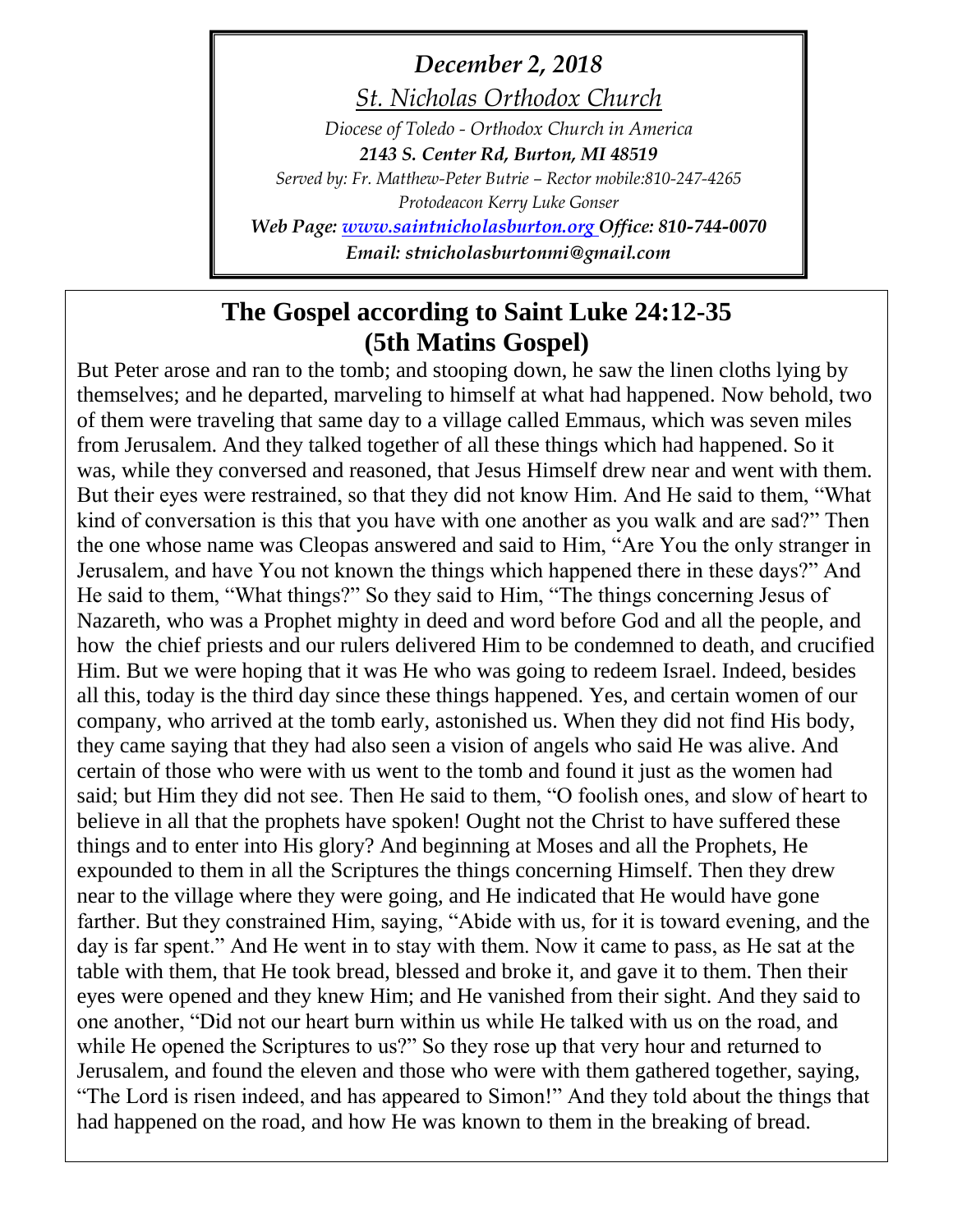*December 2, 2018*

*St. Nicholas Orthodox Church*

*Diocese of Toledo - Orthodox Church in America*

***2143 S. Center Rd, Burton, MI 48519***

*Served by: Fr. Matthew-Peter Butrie – Rector mobile:810-247-4265*

*Protodeacon Kerry Luke Gonser*

***Web Page: www.saintnicholasburton.org Office: 810-744-0070***

***Email: stnicholasburtonmi@gmail.com***

## The Gospel according to Saint Luke 24:12-35 (5th Matins Gospel)

But Peter arose and ran to the tomb; and stooping down, he saw the linen cloths lying by themselves; and he departed, marveling to himself at what had happened. Now behold, two of them were traveling that same day to a village called Emmaus, which was seven miles from Jerusalem. And they talked together of all these things which had happened. So it was, while they conversed and reasoned, that Jesus Himself drew near and went with them. But their eyes were restrained, so that they did not know Him. And He said to them, "What kind of conversation is this that you have with one another as you walk and are sad?" Then the one whose name was Cleopas answered and said to Him, "Are You the only stranger in Jerusalem, and have You not known the things which happened there in these days?" And He said to them, "What things?" So they said to Him, "The things concerning Jesus of Nazareth, who was a Prophet mighty in deed and word before God and all the people, and how the chief priests and our rulers delivered Him to be condemned to death, and crucified Him. But we were hoping that it was He who was going to redeem Israel. Indeed, besides all this, today is the third day since these things happened. Yes, and certain women of our company, who arrived at the tomb early, astonished us. When they did not find His body, they came saying that they had also seen a vision of angels who said He was alive. And certain of those who were with us went to the tomb and found it just as the women had said; but Him they did not see. Then He said to them, "O foolish ones, and slow of heart to believe in all that the prophets have spoken! Ought not the Christ to have suffered these things and to enter into His glory? And beginning at Moses and all the Prophets, He expounded to them in all the Scriptures the things concerning Himself. Then they drew near to the village where they were going, and He indicated that He would have gone farther. But they constrained Him, saying, "Abide with us, for it is toward evening, and the day is far spent." And He went in to stay with them. Now it came to pass, as He sat at the table with them, that He took bread, blessed and broke it, and gave it to them. Then their eyes were opened and they knew Him; and He vanished from their sight. And they said to one another, "Did not our heart burn within us while He talked with us on the road, and while He opened the Scriptures to us?" So they rose up that very hour and returned to Jerusalem, and found the eleven and those who were with them gathered together, saying, "The Lord is risen indeed, and has appeared to Simon!" And they told about the things that had happened on the road, and how He was known to them in the breaking of bread.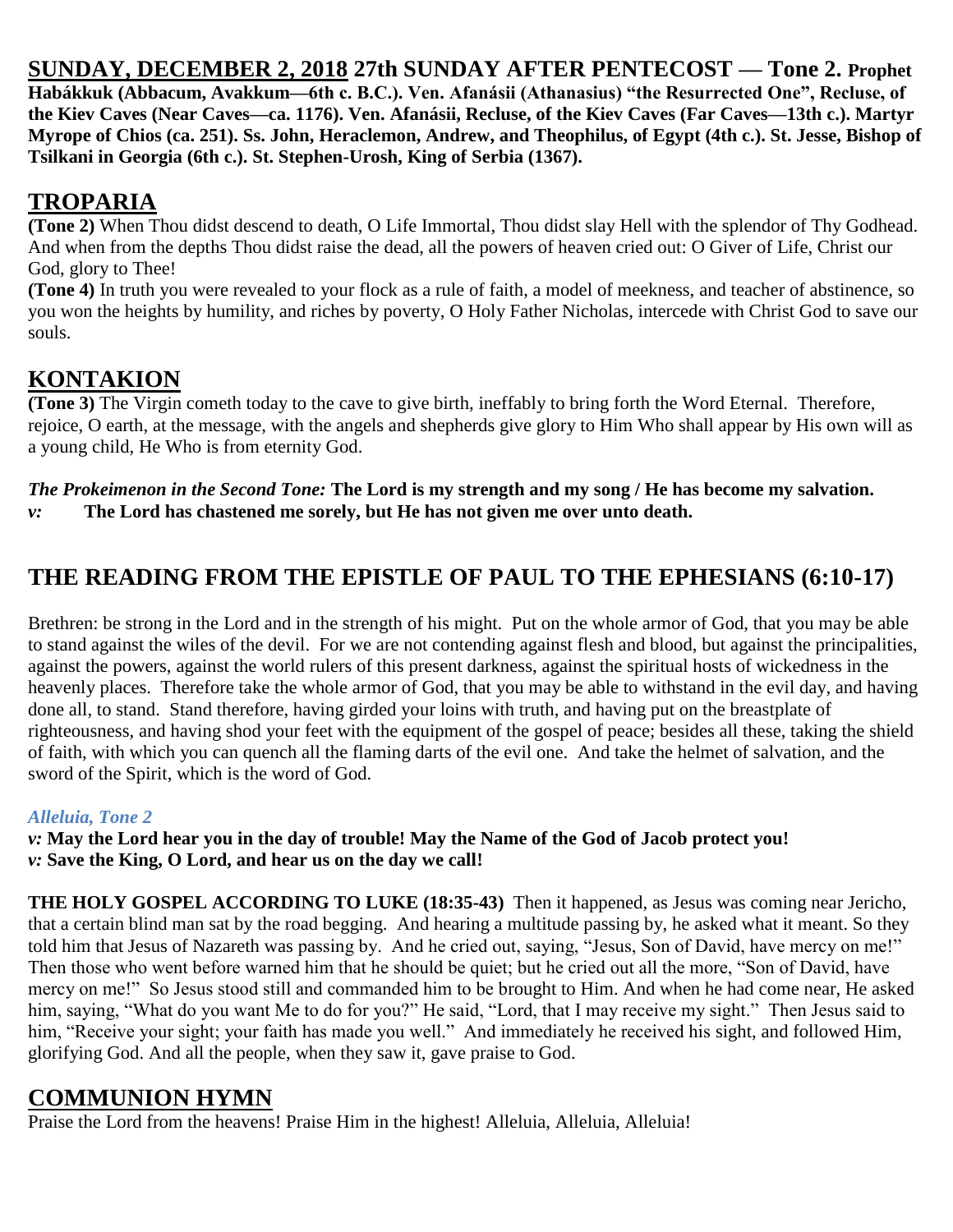## SUNDAY, DECEMBER 2, 2018 27th SUNDAY AFTER PENTECOST — Tone 2. Prophet Habákkuk (Abbacum, Avakkum—6th c. B.C.). Ven. Afanásii (Athanasius) "the Resurrected One", Recluse, of the Kiev Caves (Near Caves—ca. 1176). Ven. Afanásii, Recluse, of the Kiev Caves (Far Caves—13th c.). Martyr Myrope of Chios (ca. 251). Ss. John, Heraclemon, Andrew, and Theophilus, of Egypt (4th c.). St. Jesse, Bishop of Tsilkani in Georgia (6th c.). St. Stephen-Urosh, King of Serbia (1367).

## TROPARIA

**(Tone 2)** When Thou didst descend to death, O Life Immortal, Thou didst slay Hell with the splendor of Thy Godhead. And when from the depths Thou didst raise the dead, all the powers of heaven cried out: O Giver of Life, Christ our God, glory to Thee!

**(Tone 4)** In truth you were revealed to your flock as a rule of faith, a model of meekness, and teacher of abstinence, so you won the heights by humility, and riches by poverty, O Holy Father Nicholas, intercede with Christ God to save our souls.

## KONTAKION

**(Tone 3)** The Virgin cometh today to the cave to give birth, ineffably to bring forth the Word Eternal. Therefore, rejoice, O earth, at the message, with the angels and shepherds give glory to Him Who shall appear by His own will as a young child, He Who is from eternity God.

***The Prokeimenon in the Second Tone:*** **The Lord is my strength and my song / He has become my salvation.**
*v:* **The Lord has chastened me sorely, but He has not given me over unto death.**

## THE READING FROM THE EPISTLE OF PAUL TO THE EPHESIANS (6:10-17)

Brethren: be strong in the Lord and in the strength of his might. Put on the whole armor of God, that you may be able to stand against the wiles of the devil. For we are not contending against flesh and blood, but against the principalities, against the powers, against the world rulers of this present darkness, against the spiritual hosts of wickedness in the heavenly places. Therefore take the whole armor of God, that you may be able to withstand in the evil day, and having done all, to stand. Stand therefore, having girded your loins with truth, and having put on the breastplate of righteousness, and having shod your feet with the equipment of the gospel of peace; besides all these, taking the shield of faith, with which you can quench all the flaming darts of the evil one. And take the helmet of salvation, and the sword of the Spirit, which is the word of God.

***Alleluia, Tone 2***
*v:* **May the Lord hear you in the day of trouble! May the Name of the God of Jacob protect you!**
*v:* **Save the King, O Lord, and hear us on the day we call!**

**THE HOLY GOSPEL ACCORDING TO LUKE (18:35-43)** Then it happened, as Jesus was coming near Jericho, that a certain blind man sat by the road begging. And hearing a multitude passing by, he asked what it meant. So they told him that Jesus of Nazareth was passing by. And he cried out, saying, "Jesus, Son of David, have mercy on me!" Then those who went before warned him that he should be quiet; but he cried out all the more, "Son of David, have mercy on me!" So Jesus stood still and commanded him to be brought to Him. And when he had come near, He asked him, saying, "What do you want Me to do for you?" He said, "Lord, that I may receive my sight." Then Jesus said to him, "Receive your sight; your faith has made you well." And immediately he received his sight, and followed Him, glorifying God. And all the people, when they saw it, gave praise to God.

## COMMUNION HYMN

Praise the Lord from the heavens! Praise Him in the highest! Alleluia, Alleluia, Alleluia!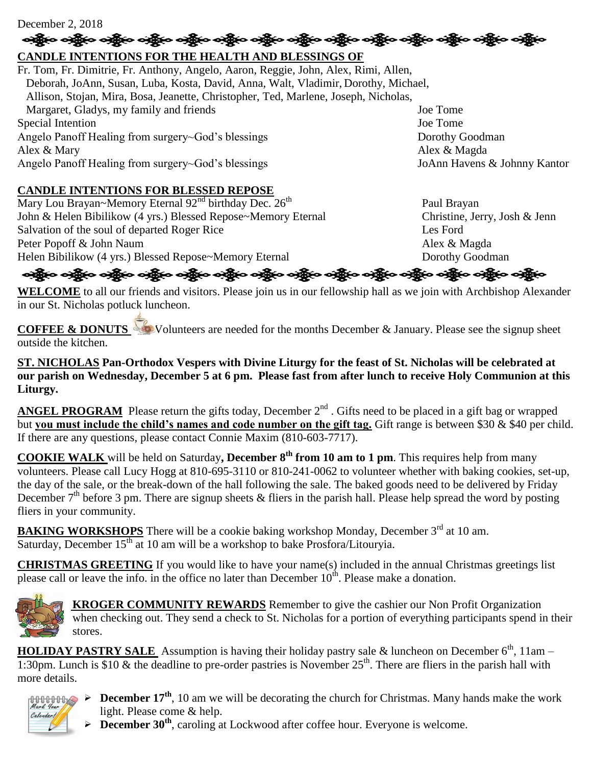December 2, 2018

**CANDLE INTENTIONS FOR THE HEALTH AND BLESSINGS OF**

| | |
|---|---|
| Fr. Tom, Fr. Dimitrie, Fr. Anthony, Angelo, Aaron, Reggie, John, Alex, Rimi, Allen, Deborah, JoAnn, Susan, Luba, Kosta, David, Anna, Walt, Vladimir, Dorothy, Michael, Allison, Stojan, Mira, Bosa, Jeanette, Christopher, Ted, Marlene, Joseph, Nicholas, Margaret, Gladys, my family and friends | Joe Tome |
| Special Intention | Joe Tome |
| Angelo Panoff Healing from surgery~God's blessings | Dorothy Goodman |
| Alex & Mary | Alex & Magda |
| Angelo Panoff Healing from surgery~God's blessings | JoAnn Havens & Johnny Kantor |

**CANDLE INTENTIONS FOR BLESSED REPOSE**

| | |
|---|---|
| Mary Lou Brayan~Memory Eternal 92nd birthday Dec. 26th | Paul Brayan |
| John & Helen Bibilikow (4 yrs.) Blessed Repose~Memory Eternal | Christine, Jerry, Josh & Jenn |
| Salvation of the soul of departed Roger Rice | Les Ford |
| Peter Popoff & John Naum | Alex & Magda |
| Helen Bibilikow (4 yrs.) Blessed Repose~Memory Eternal | Dorothy Goodman |

**WELCOME** to all our friends and visitors. Please join us in our fellowship hall as we join with Archbishop Alexander in our St. Nicholas potluck luncheon.

**COFFEE & DONUTS** Volunteers are needed for the months December & January. Please see the signup sheet outside the kitchen.

**ST. NICHOLAS Pan-Orthodox Vespers with Divine Liturgy for the feast of St. Nicholas will be celebrated at our parish on Wednesday, December 5 at 6 pm. Please fast from after lunch to receive Holy Communion at this Liturgy.**

**ANGEL PROGRAM** Please return the gifts today, December 2nd. Gifts need to be placed in a gift bag or wrapped but **you must include the child's names and code number on the gift tag.** Gift range is between $30 & $40 per child. If there are any questions, please contact Connie Maxim (810-603-7717).

**COOKIE WALK** will be held on Saturday**, December 8th from 10 am to 1 pm**. This requires help from many volunteers. Please call Lucy Hogg at 810-695-3110 or 810-241-0062 to volunteer whether with baking cookies, set-up, the day of the sale, or the break-down of the hall following the sale. The baked goods need to be delivered by Friday December 7th before 3 pm. There are signup sheets & fliers in the parish hall. Please help spread the word by posting fliers in your community.

**BAKING WORKSHOPS** There will be a cookie baking workshop Monday, December 3rd at 10 am. Saturday, December 15th at 10 am will be a workshop to bake Prosfora/Litouryia.

**CHRISTMAS GREETING** If you would like to have your name(s) included in the annual Christmas greetings list please call or leave the info. in the office no later than December 10th. Please make a donation.

**KROGER COMMUNITY REWARDS** Remember to give the cashier our Non Profit Organization when checking out. They send a check to St. Nicholas for a portion of everything participants spend in their stores.

**HOLIDAY PASTRY SALE** Assumption is having their holiday pastry sale & luncheon on December 6th, 11am – 1:30pm. Lunch is $10 & the deadline to pre-order pastries is November 25th. There are fliers in the parish hall with more details.

- **December 17th**, 10 am we will be decorating the church for Christmas. Many hands make the work light. Please come & help.
- **December 30th**, caroling at Lockwood after coffee hour. Everyone is welcome.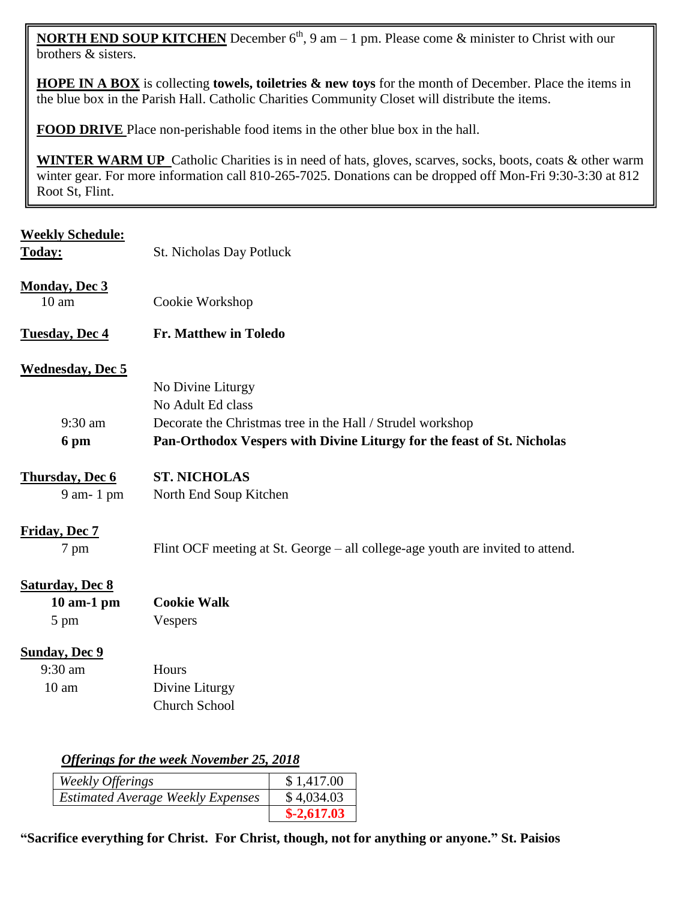**NORTH END SOUP KITCHEN** December 6th, 9 am – 1 pm. Please come & minister to Christ with our brothers & sisters.

**HOPE IN A BOX** is collecting **towels, toiletries & new toys** for the month of December. Place the items in the blue box in the Parish Hall. Catholic Charities Community Closet will distribute the items.

**FOOD DRIVE** Place non-perishable food items in the other blue box in the hall.

**WINTER WARM UP** Catholic Charities is in need of hats, gloves, scarves, socks, boots, coats & other warm winter gear. For more information call 810-265-7025. Donations can be dropped off Mon-Fri 9:30-3:30 at 812 Root St, Flint.

**Weekly Schedule:**

**Today:** St. Nicholas Day Potluck

**Monday, Dec 3**
10 am Cookie Workshop

**Tuesday, Dec 4** **Fr. Matthew in Toledo**

**Wednesday, Dec 5**
No Divine Liturgy
No Adult Ed class
9:30 am Decorate the Christmas tree in the Hall / Strudel workshop
**6 pm** **Pan-Orthodox Vespers with Divine Liturgy for the feast of St. Nicholas**

**Thursday, Dec 6** **ST. NICHOLAS**
9 am- 1 pm North End Soup Kitchen

**Friday, Dec 7**
7 pm Flint OCF meeting at St. George – all college-age youth are invited to attend.

**Saturday, Dec 8**
**10 am-1 pm** **Cookie Walk**
5 pm Vespers

**Sunday, Dec 9**
9:30 am Hours
10 am Divine Liturgy
Church School

***Offerings for the week November 25, 2018***

| | |
|---|---|
| *Weekly Offerings* | $ 1,417.00 |
| *Estimated Average Weekly Expenses* | $ 4,034.03 |
| | **$-2,617.03** |

**"Sacrifice everything for Christ. For Christ, though, not for anything or anyone." St. Paisios**